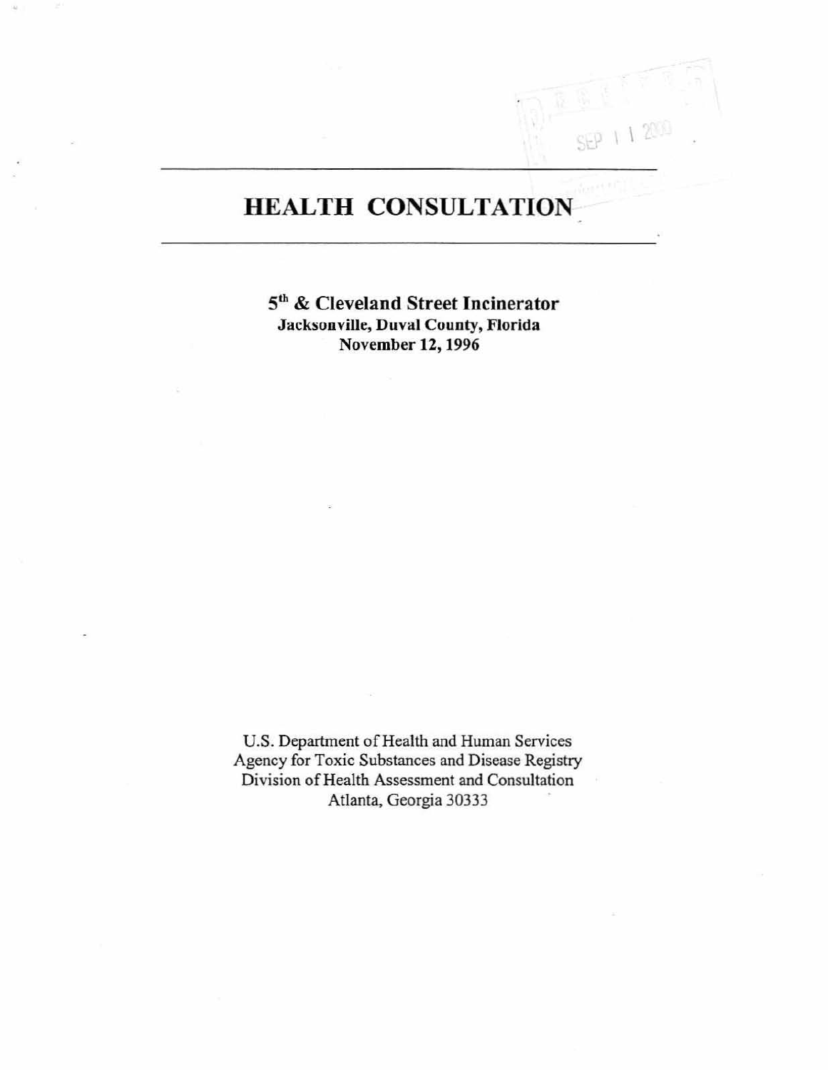# HEALTH CONSULTATION

**5th & Cleveland Street Incinerator**
**Jacksonville, Duval County, Florida**
**November 12, 1996**

U.S. Department of Health and Human Services
Agency for Toxic Substances and Disease Registry
Division of Health Assessment and Consultation
Atlanta, Georgia 30333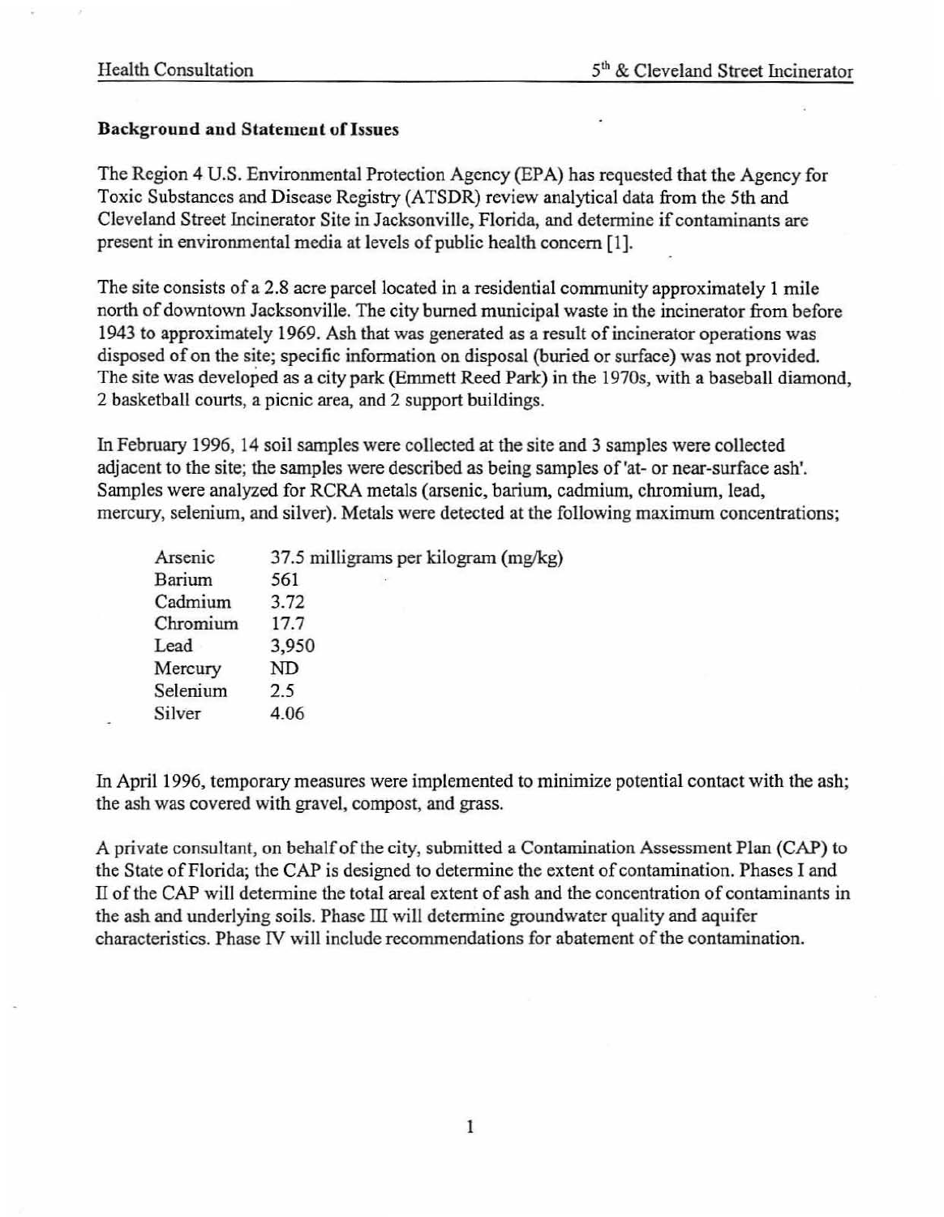### Background and Statement of Issues

The Region 4 U.S. Environmental Protection Agency (EPA) has requested that the Agency for Toxic Substances and Disease Registry (ATSDR) review analytical data from the 5th and Cleveland Street Incinerator Site in Jacksonville, Florida, and determine if contaminants are present in environmental media at levels of public health concern [1].

The site consists of a 2.8 acre parcel located in a residential community approximately 1 mile north of downtown Jacksonville. The city burned municipal waste in the incinerator from before 1943 to approximately 1969. Ash that was generated as a result of incinerator operations was disposed of on the site; specific information on disposal (buried or surface) was not provided. The site was developed as a city park (Emmett Reed Park) in the 1970s, with a baseball diamond, 2 basketball courts, a picnic area, and 2 support buildings.

In February 1996, 14 soil samples were collected at the site and 3 samples were collected adjacent to the site; the samples were described as being samples of 'at- or near-surface ash'. Samples were analyzed for RCRA metals (arsenic, barium, cadmium, chromium, lead, mercury, selenium, and silver). Metals were detected at the following maximum concentrations;

| | |
|---|---|
| Arsenic | 37.5 milligrams per kilogram (mg/kg) |
| Barium | 561 |
| Cadmium | 3.72 |
| Chromium | 17.7 |
| Lead | 3,950 |
| Mercury | ND |
| Selenium | 2.5 |
| Silver | 4.06 |

In April 1996, temporary measures were implemented to minimize potential contact with the ash; the ash was covered with gravel, compost, and grass.

A private consultant, on behalf of the city, submitted a Contamination Assessment Plan (CAP) to the State of Florida; the CAP is designed to determine the extent of contamination. Phases I and II of the CAP will determine the total areal extent of ash and the concentration of contaminants in the ash and underlying soils. Phase III will determine groundwater quality and aquifer characteristics. Phase IV will include recommendations for abatement of the contamination.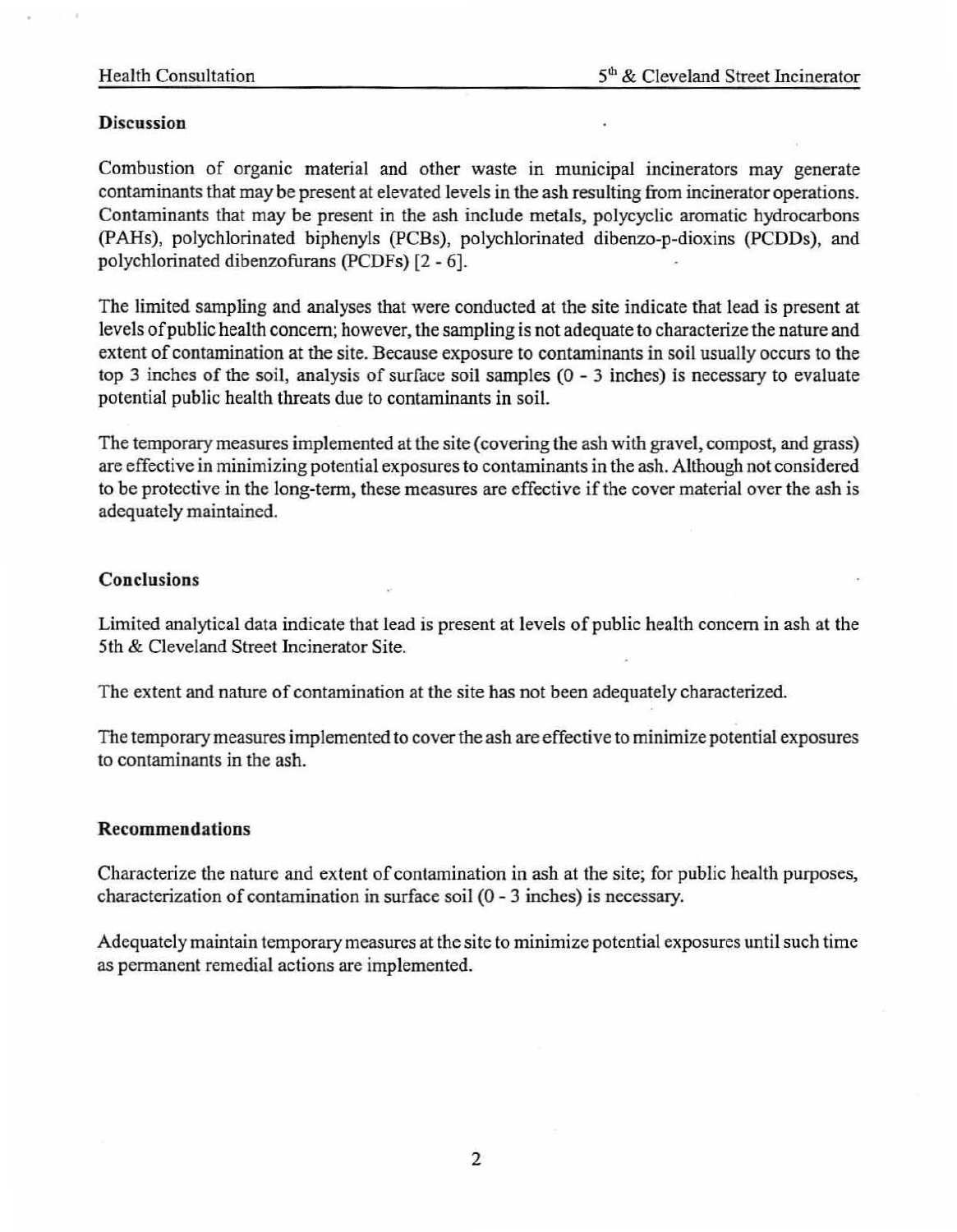## Discussion

Combustion of organic material and other waste in municipal incinerators may generate contaminants that may be present at elevated levels in the ash resulting from incinerator operations. Contaminants that may be present in the ash include metals, polycyclic aromatic hydrocarbons (PAHs), polychlorinated biphenyls (PCBs), polychlorinated dibenzo-p-dioxins (PCDDs), and polychlorinated dibenzofurans (PCDFs) [2 - 6].

The limited sampling and analyses that were conducted at the site indicate that lead is present at levels of public health concern; however, the sampling is not adequate to characterize the nature and extent of contamination at the site. Because exposure to contaminants in soil usually occurs to the top 3 inches of the soil, analysis of surface soil samples (0 - 3 inches) is necessary to evaluate potential public health threats due to contaminants in soil.

The temporary measures implemented at the site (covering the ash with gravel, compost, and grass) are effective in minimizing potential exposures to contaminants in the ash. Although not considered to be protective in the long-term, these measures are effective if the cover material over the ash is adequately maintained.

## Conclusions

Limited analytical data indicate that lead is present at levels of public health concern in ash at the 5th & Cleveland Street Incinerator Site.

The extent and nature of contamination at the site has not been adequately characterized.

The temporary measures implemented to cover the ash are effective to minimize potential exposures to contaminants in the ash.

## Recommendations

Characterize the nature and extent of contamination in ash at the site; for public health purposes, characterization of contamination in surface soil (0 - 3 inches) is necessary.

Adequately maintain temporary measures at the site to minimize potential exposures until such time as permanent remedial actions are implemented.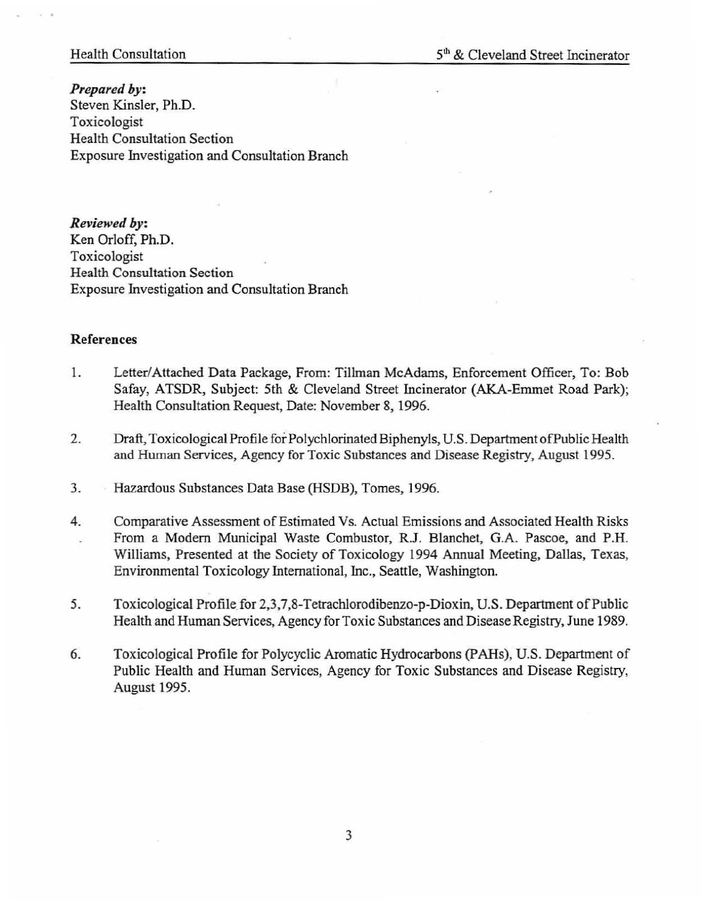***Prepared by*:**
Steven Kinsler, Ph.D.
Toxicologist
Health Consultation Section
Exposure Investigation and Consultation Branch

***Reviewed by*:**
Ken Orloff, Ph.D.
Toxicologist
Health Consultation Section
Exposure Investigation and Consultation Branch

**References**

1. Letter/Attached Data Package, From: Tillman McAdams, Enforcement Officer, To: Bob Safay, ATSDR, Subject: 5th & Cleveland Street Incinerator (AKA-Emmet Road Park); Health Consultation Request, Date: November 8, 1996.

2. Draft, Toxicological Profile for Polychlorinated Biphenyls, U.S. Department of Public Health and Human Services, Agency for Toxic Substances and Disease Registry, August 1995.

3. Hazardous Substances Data Base (HSDB), Tomes, 1996.

4. Comparative Assessment of Estimated Vs. Actual Emissions and Associated Health Risks From a Modern Municipal Waste Combustor, R.J. Blanchet, G.A. Pascoe, and P.H. Williams, Presented at the Society of Toxicology 1994 Annual Meeting, Dallas, Texas, Environmental Toxicology International, Inc., Seattle, Washington.

5. Toxicological Profile for 2,3,7,8-Tetrachlorodibenzo-p-Dioxin, U.S. Department of Public Health and Human Services, Agency for Toxic Substances and Disease Registry, June 1989.

6. Toxicological Profile for Polycyclic Aromatic Hydrocarbons (PAHs), U.S. Department of Public Health and Human Services, Agency for Toxic Substances and Disease Registry, August 1995.